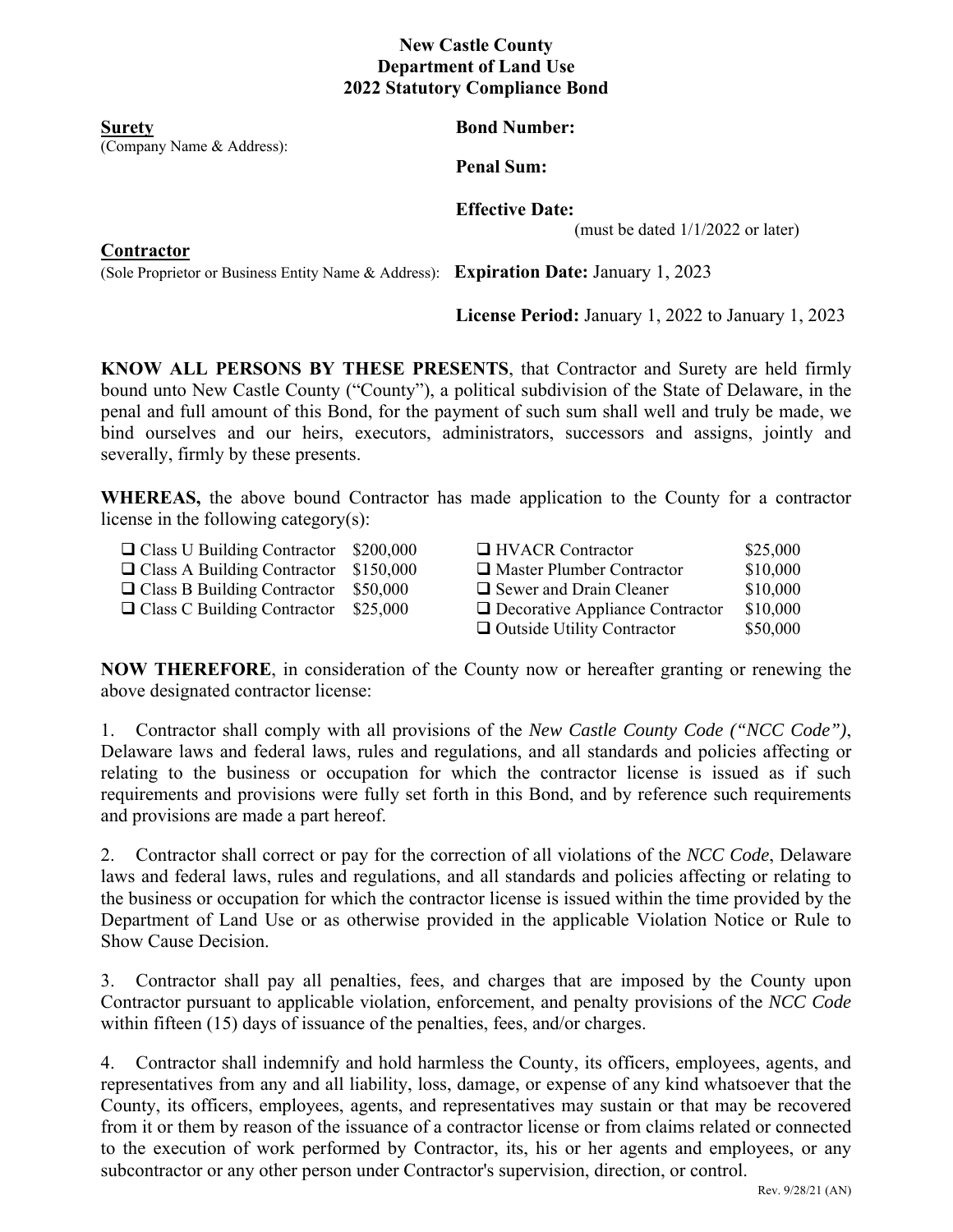**New Castle County**
**Department of Land Use**
**2022 Statutory Compliance Bond**

**Surety**
(Company Name & Address):

**Bond Number:**

**Penal Sum:**

**Effective Date:**
(must be dated 1/1/2022 or later)

**Contractor**
(Sole Proprietor or Business Entity Name & Address):

**Expiration Date:** January 1, 2023

**License Period:** January 1, 2022 to January 1, 2023

**KNOW ALL PERSONS BY THESE PRESENTS**, that Contractor and Surety are held firmly bound unto New Castle County ("County"), a political subdivision of the State of Delaware, in the penal and full amount of this Bond, for the payment of such sum shall well and truly be made, we bind ourselves and our heirs, executors, administrators, successors and assigns, jointly and severally, firmly by these presents.

**WHEREAS,** the above bound Contractor has made application to the County for a contractor license in the following category(s):

| | | | |
|---|---|---|---|
| ❑ Class U Building Contractor | $200,000 | ❑ HVACR Contractor | $25,000 |
| ❑ Class A Building Contractor | $150,000 | ❑ Master Plumber Contractor | $10,000 |
| ❑ Class B Building Contractor | $50,000 | ❑ Sewer and Drain Cleaner | $10,000 |
| ❑ Class C Building Contractor | $25,000 | ❑ Decorative Appliance Contractor | $10,000 |
| | | ❑ Outside Utility Contractor | $50,000 |

**NOW THEREFORE**, in consideration of the County now or hereafter granting or renewing the above designated contractor license:

1. Contractor shall comply with all provisions of the *New Castle County Code ("NCC Code")*, Delaware laws and federal laws, rules and regulations, and all standards and policies affecting or relating to the business or occupation for which the contractor license is issued as if such requirements and provisions were fully set forth in this Bond, and by reference such requirements and provisions are made a part hereof.

2. Contractor shall correct or pay for the correction of all violations of the *NCC Code*, Delaware laws and federal laws, rules and regulations, and all standards and policies affecting or relating to the business or occupation for which the contractor license is issued within the time provided by the Department of Land Use or as otherwise provided in the applicable Violation Notice or Rule to Show Cause Decision.

3. Contractor shall pay all penalties, fees, and charges that are imposed by the County upon Contractor pursuant to applicable violation, enforcement, and penalty provisions of the *NCC Code* within fifteen (15) days of issuance of the penalties, fees, and/or charges.

4. Contractor shall indemnify and hold harmless the County, its officers, employees, agents, and representatives from any and all liability, loss, damage, or expense of any kind whatsoever that the County, its officers, employees, agents, and representatives may sustain or that may be recovered from it or them by reason of the issuance of a contractor license or from claims related or connected to the execution of work performed by Contractor, its, his or her agents and employees, or any subcontractor or any other person under Contractor's supervision, direction, or control.

Rev. 9/28/21 (AN)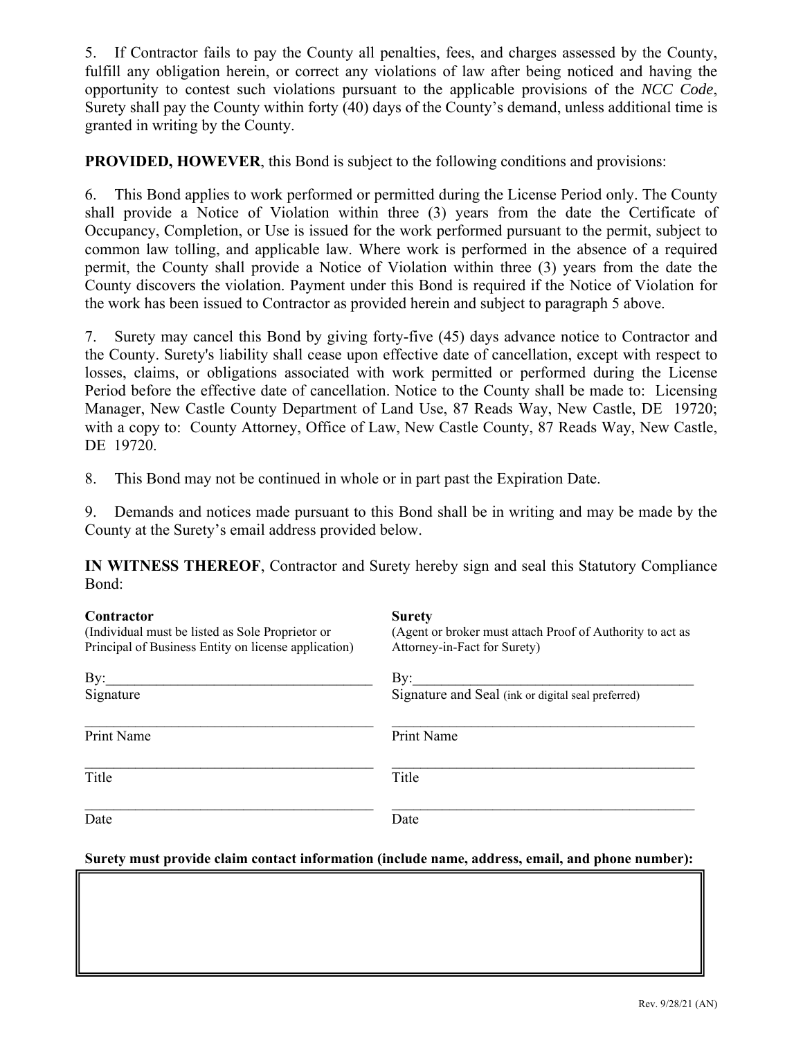5. If Contractor fails to pay the County all penalties, fees, and charges assessed by the County, fulfill any obligation herein, or correct any violations of law after being noticed and having the opportunity to contest such violations pursuant to the applicable provisions of the *NCC Code*, Surety shall pay the County within forty (40) days of the County's demand, unless additional time is granted in writing by the County.

**PROVIDED, HOWEVER**, this Bond is subject to the following conditions and provisions:

6. This Bond applies to work performed or permitted during the License Period only. The County shall provide a Notice of Violation within three (3) years from the date the Certificate of Occupancy, Completion, or Use is issued for the work performed pursuant to the permit, subject to common law tolling, and applicable law. Where work is performed in the absence of a required permit, the County shall provide a Notice of Violation within three (3) years from the date the County discovers the violation. Payment under this Bond is required if the Notice of Violation for the work has been issued to Contractor as provided herein and subject to paragraph 5 above.

7. Surety may cancel this Bond by giving forty-five (45) days advance notice to Contractor and the County. Surety's liability shall cease upon effective date of cancellation, except with respect to losses, claims, or obligations associated with work permitted or performed during the License Period before the effective date of cancellation. Notice to the County shall be made to: Licensing Manager, New Castle County Department of Land Use, 87 Reads Way, New Castle, DE 19720; with a copy to: County Attorney, Office of Law, New Castle County, 87 Reads Way, New Castle, DE 19720.

8. This Bond may not be continued in whole or in part past the Expiration Date.

9. Demands and notices made pursuant to this Bond shall be in writing and may be made by the County at the Surety's email address provided below.

**IN WITNESS THEREOF**, Contractor and Surety hereby sign and seal this Statutory Compliance Bond:

**Contractor**
(Individual must be listed as Sole Proprietor or Principal of Business Entity on license application)

By:\_\_\_\_\_\_\_\_\_\_\_\_\_\_\_\_\_\_\_\_\_\_\_\_\_\_\_\_\_\_\_\_\_\_\_\_
Signature

\_\_\_\_\_\_\_\_\_\_\_\_\_\_\_\_\_\_\_\_\_\_\_\_\_\_\_\_\_\_\_\_\_\_\_\_\_\_
Print Name

\_\_\_\_\_\_\_\_\_\_\_\_\_\_\_\_\_\_\_\_\_\_\_\_\_\_\_\_\_\_\_\_\_\_\_\_\_\_
Title

\_\_\_\_\_\_\_\_\_\_\_\_\_\_\_\_\_\_\_\_\_\_\_\_\_\_\_\_\_\_\_\_\_\_\_\_\_\_
Date

**Surety**
(Agent or broker must attach Proof of Authority to act as Attorney-in-Fact for Surety)

By:\_\_\_\_\_\_\_\_\_\_\_\_\_\_\_\_\_\_\_\_\_\_\_\_\_\_\_\_\_\_\_\_\_\_\_\_
Signature and Seal (ink or digital seal preferred)

\_\_\_\_\_\_\_\_\_\_\_\_\_\_\_\_\_\_\_\_\_\_\_\_\_\_\_\_\_\_\_\_\_\_\_\_\_\_
Print Name

\_\_\_\_\_\_\_\_\_\_\_\_\_\_\_\_\_\_\_\_\_\_\_\_\_\_\_\_\_\_\_\_\_\_\_\_\_\_
Title

\_\_\_\_\_\_\_\_\_\_\_\_\_\_\_\_\_\_\_\_\_\_\_\_\_\_\_\_\_\_\_\_\_\_\_\_\_\_
Date

**Surety must provide claim contact information (include name, address, email, and phone number):**

| |
|---|
| |

Rev. 9/28/21 (AN)